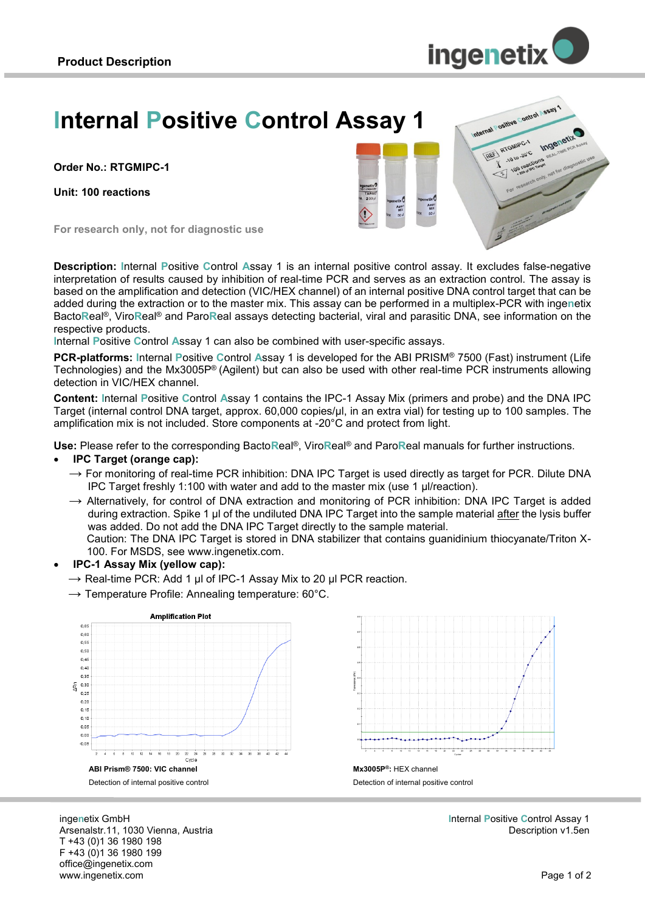Product Description

# Internal Positive Control Assay 1

**Order No.: RTGMIPC-1**

**Unit: 100 reactions**

For research only, not for diagnostic use

**Description:** Internal Positive Control Assay 1 is an internal positive control assay. It excludes false-negative interpretation of results caused by inhibition of real-time PCR and serves as an extraction control. The assay is based on the amplification and detection (VIC/HEX channel) of an internal positive DNA control target that can be added during the extraction or to the master mix. This assay can be performed in a multiplex-PCR with ingenetix BactoReal®, ViroReal® and ParoReal assays detecting bacterial, viral and parasitic DNA, see information on the respective products.
Internal Positive Control Assay 1 can also be combined with user-specific assays.

**PCR-platforms:** Internal Positive Control Assay 1 is developed for the ABI PRISM® 7500 (Fast) instrument (Life Technologies) and the Mx3005P® (Agilent) but can also be used with other real-time PCR instruments allowing detection in VIC/HEX channel.

**Content:** Internal Positive Control Assay 1 contains the IPC-1 Assay Mix (primers and probe) and the DNA IPC Target (internal control DNA target, approx. 60,000 copies/µl, in an extra vial) for testing up to 100 samples. The amplification mix is not included. Store components at -20°C and protect from light.

**Use:** Please refer to the corresponding BactoReal®, ViroReal® and ParoReal manuals for further instructions.

- **IPC Target (orange cap):**
  - → For monitoring of real-time PCR inhibition: DNA IPC Target is used directly as target for PCR. Dilute DNA IPC Target freshly 1:100 with water and add to the master mix (use 1 µl/reaction).
  - → Alternatively, for control of DNA extraction and monitoring of PCR inhibition: DNA IPC Target is added during extraction. Spike 1 µl of the undiluted DNA IPC Target into the sample material after the lysis buffer was added. Do not add the DNA IPC Target directly to the sample material.
    Caution: The DNA IPC Target is stored in DNA stabilizer that contains guanidinium thiocyanate/Triton X-100. For MSDS, see www.ingenetix.com.
- **IPC-1 Assay Mix (yellow cap):**
  - → Real-time PCR: Add 1 µl of IPC-1 Assay Mix to 20 µl PCR reaction.
  - → Temperature Profile: Annealing temperature: 60°C.

**ABI Prism® 7500: VIC channel**
Detection of internal positive control

**Mx3005P®:** HEX channel
Detection of internal positive control

ingenetix GmbH
Arsenalstr.11, 1030 Vienna, Austria
T +43 (0)1 36 1980 198
F +43 (0)1 36 1980 199
office@ingenetix.com
www.ingenetix.com

Internal Positive Control Assay 1
Description v1.5en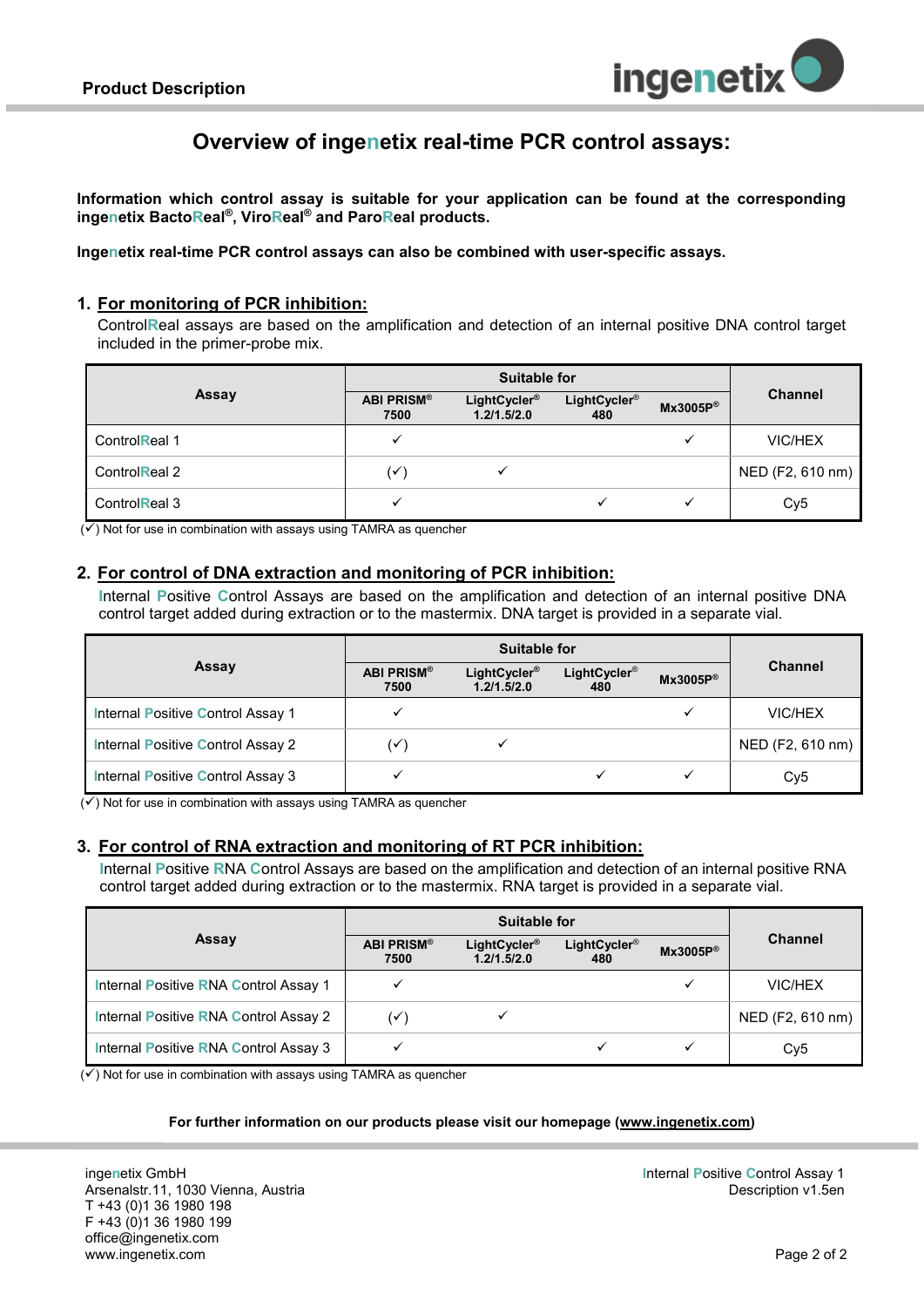Product Description

# Overview of ingenetix real-time PCR control assays:

**Information which control assay is suitable for your application can be found at the corresponding ingenetix BactoReal®, ViroReal® and ParoReal products.**

**Ingenetix real-time PCR control assays can also be combined with user-specific assays.**

## 1. For monitoring of PCR inhibition:

ControlReal assays are based on the amplification and detection of an internal positive DNA control target included in the primer-probe mix.

| Assay | Suitable for | | | | Channel |
|---|---|---|---|---|---|
| | ABI PRISM® 7500 | LightCycler® 1.2/1.5/2.0 | LightCycler® 480 | Mx3005P® | |
| ControlReal 1 | ✓ | | | ✓ | VIC/HEX |
| ControlReal 2 | (✓) | ✓ | | | NED (F2, 610 nm) |
| ControlReal 3 | ✓ | | ✓ | ✓ | Cy5 |

(✓) Not for use in combination with assays using TAMRA as quencher

## 2. For control of DNA extraction and monitoring of PCR inhibition:

Internal Positive Control Assays are based on the amplification and detection of an internal positive DNA control target added during extraction or to the mastermix. DNA target is provided in a separate vial.

| Assay | Suitable for | | | | Channel |
|---|---|---|---|---|---|
| | ABI PRISM® 7500 | LightCycler® 1.2/1.5/2.0 | LightCycler® 480 | Mx3005P® | |
| Internal Positive Control Assay 1 | ✓ | | | ✓ | VIC/HEX |
| Internal Positive Control Assay 2 | (✓) | ✓ | | | NED (F2, 610 nm) |
| Internal Positive Control Assay 3 | ✓ | | ✓ | ✓ | Cy5 |

(✓) Not for use in combination with assays using TAMRA as quencher

## 3. For control of RNA extraction and monitoring of RT PCR inhibition:

Internal Positive RNA Control Assays are based on the amplification and detection of an internal positive RNA control target added during extraction or to the mastermix. RNA target is provided in a separate vial.

| Assay | Suitable for | | | | Channel |
|---|---|---|---|---|---|
| | ABI PRISM® 7500 | LightCycler® 1.2/1.5/2.0 | LightCycler® 480 | Mx3005P® | |
| Internal Positive RNA Control Assay 1 | ✓ | | | ✓ | VIC/HEX |
| Internal Positive RNA Control Assay 2 | (✓) | ✓ | | | NED (F2, 610 nm) |
| Internal Positive RNA Control Assay 3 | ✓ | | ✓ | ✓ | Cy5 |

(✓) Not for use in combination with assays using TAMRA as quencher

**For further information on our products please visit our homepage (www.ingenetix.com)**

ingenetix GmbH
Arsenalstr.11, 1030 Vienna, Austria
T +43 (0)1 36 1980 198
F +43 (0)1 36 1980 199
office@ingenetix.com
www.ingenetix.com

Internal Positive Control Assay 1
Description v1.5en